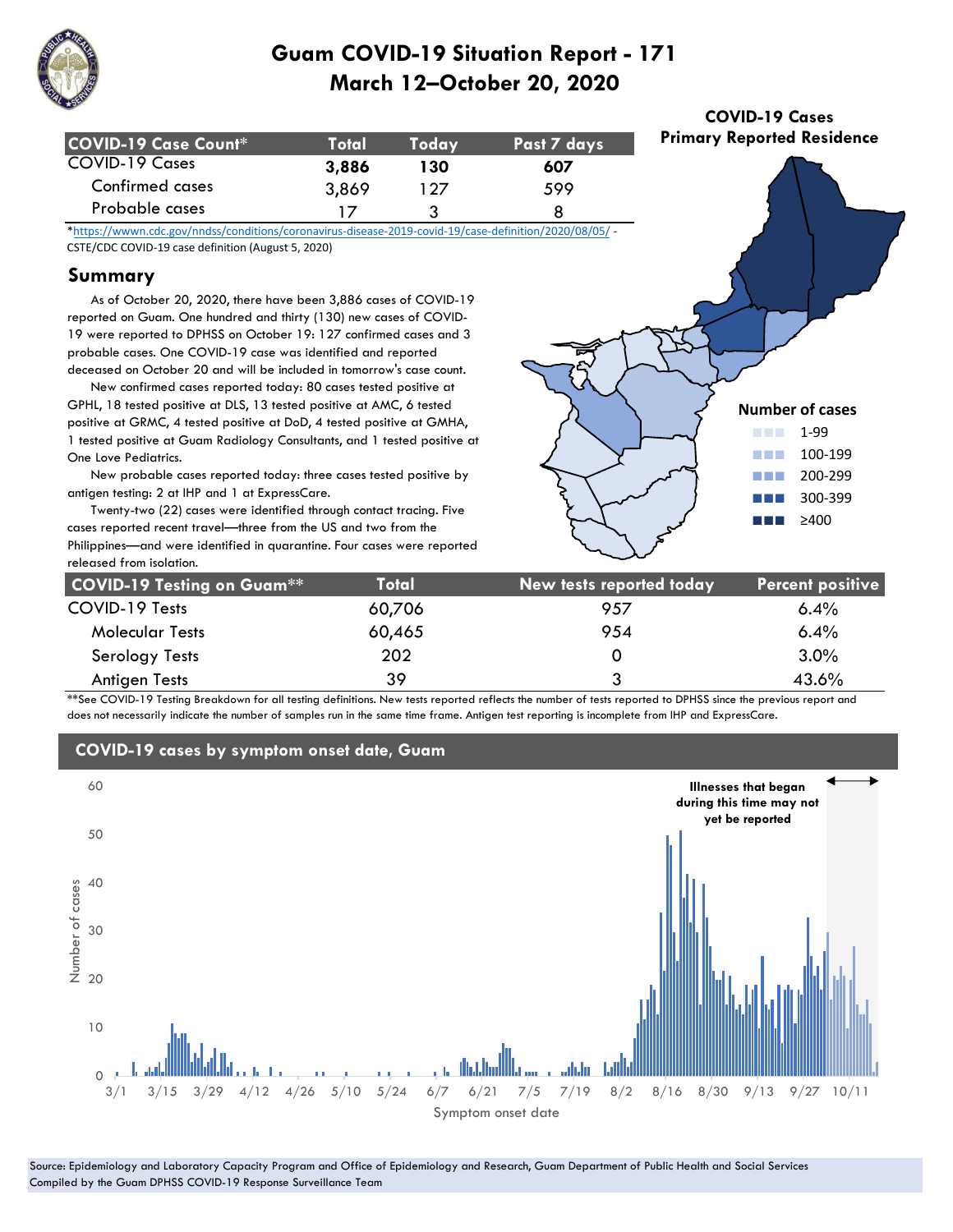# Guam COVID-19 Situation Report - 171
## March 12–October 20, 2020

| COVID-19 Case Count* | Total | Today | Past 7 days |
|---|---|---|---|
| COVID-19 Cases | **3,886** | **130** | **607** |
| Confirmed cases | 3,869 | 127 | 599 |
| Probable cases | 17 | 3 | 8 |

*https://wwwn.cdc.gov/nndss/conditions/coronavirus-disease-2019-covid-19/case-definition/2020/08/05/ - CSTE/CDC COVID-19 case definition (August 5, 2020)

**COVID-19 Cases Primary Reported Residence**

Number of cases
- 1-99
- 100-199
- 200-299
- 300-399
- ≥400

## Summary

As of October 20, 2020, there have been 3,886 cases of COVID-19 reported on Guam. One hundred and thirty (130) new cases of COVID-19 were reported to DPHSS on October 19: 127 confirmed cases and 3 probable cases. One COVID-19 case was identified and reported deceased on October 20 and will be included in tomorrow's case count.

New confirmed cases reported today: 80 cases tested positive at GPHL, 18 tested positive at DLS, 13 tested positive at AMC, 6 tested positive at GRMC, 4 tested positive at DoD, 4 tested positive at GMHA, 1 tested positive at Guam Radiology Consultants, and 1 tested positive at One Love Pediatrics.

New probable cases reported today: three cases tested positive by antigen testing: 2 at IHP and 1 at ExpressCare.

Twenty-two (22) cases were identified through contact tracing. Five cases reported recent travel—three from the US and two from the Philippines—and were identified in quarantine. Four cases were reported released from isolation.

| COVID-19 Testing on Guam** | Total | New tests reported today | Percent positive |
|---|---|---|---|
| COVID-19 Tests | 60,706 | 957 | 6.4% |
| Molecular Tests | 60,465 | 954 | 6.4% |
| Serology Tests | 202 | 0 | 3.0% |
| Antigen Tests | 39 | 3 | 43.6% |

**See COVID-19 Testing Breakdown for all testing definitions. New tests reported reflects the number of tests reported to DPHSS since the previous report and does not necessarily indicate the number of samples run in the same time frame. Antigen test reporting is incomplete from IHP and ExpressCare.

## COVID-19 cases by symptom onset date, Guam

Illnesses that began during this time may not yet be reported

Number of cases (0–60) by Symptom onset date (3/1 – 10/11)

Source: Epidemiology and Laboratory Capacity Program and Office of Epidemiology and Research, Guam Department of Public Health and Social Services
Compiled by the Guam DPHSS COVID-19 Response Surveillance Team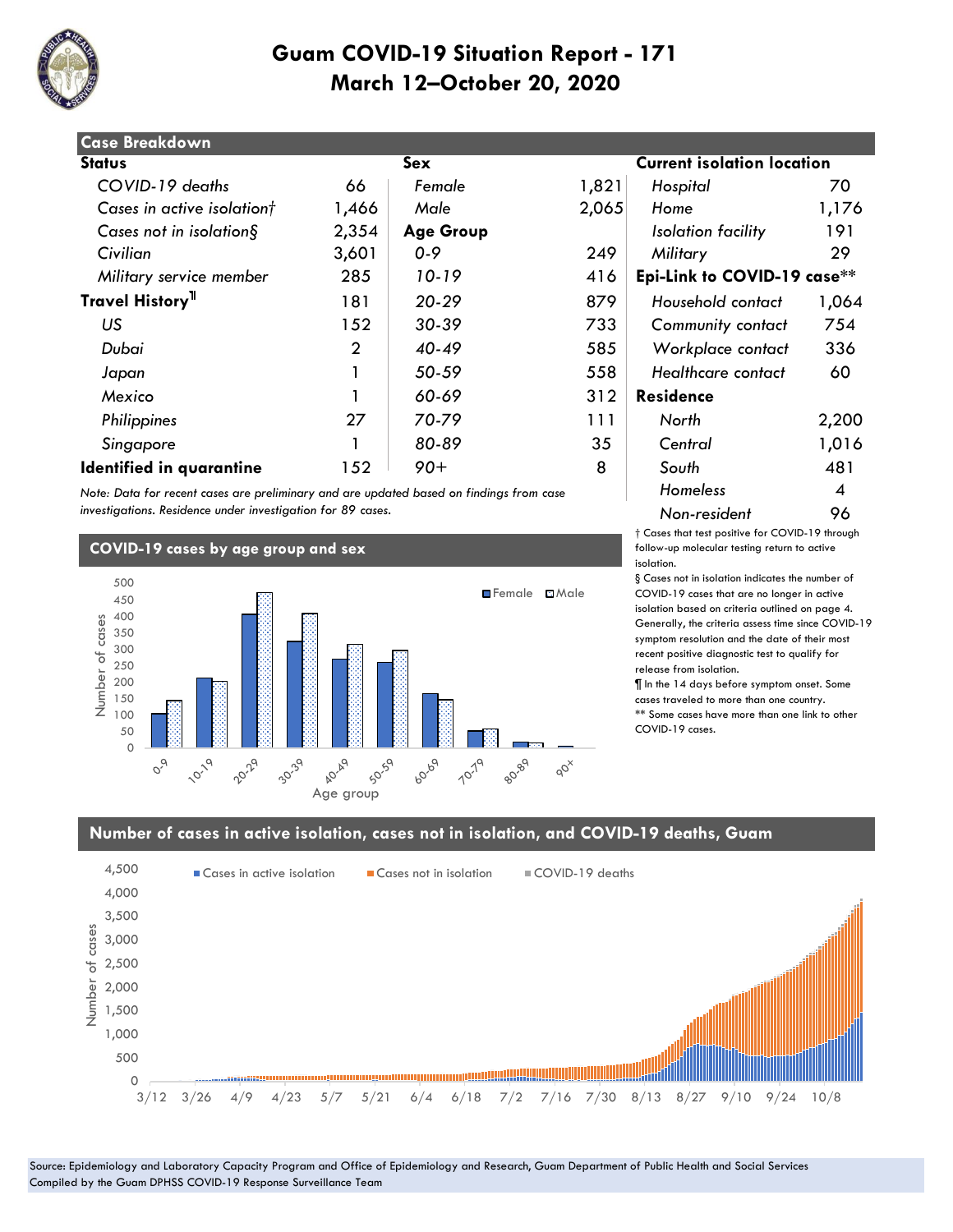# Guam COVID-19 Situation Report - 171
# March 12–October 20, 2020

## Case Breakdown

| Status | | Sex | | Current isolation location | |
|---|---|---|---|---|---|
| *COVID-19 deaths* | 66 | *Female* | 1,821 | *Hospital* | 70 |
| *Cases in active isolation†* | 1,466 | *Male* | 2,065 | *Home* | 1,176 |
| *Cases not in isolation§* | 2,354 | **Age Group** | | *Isolation facility* | 191 |
| *Civilian* | 3,601 | *0-9* | 249 | *Military* | 29 |
| *Military service member* | 285 | *10-19* | 416 | **Epi-Link to COVID-19 case\*\*** | |
| **Travel History¶** | 181 | *20-29* | 879 | *Household contact* | 1,064 |
| *US* | 152 | *30-39* | 733 | *Community contact* | 754 |
| *Dubai* | 2 | *40-49* | 585 | *Workplace contact* | 336 |
| *Japan* | 1 | *50-59* | 558 | *Healthcare contact* | 60 |
| *Mexico* | 1 | *60-69* | 312 | **Residence** | |
| *Philippines* | 27 | *70-79* | 111 | *North* | 2,200 |
| *Singapore* | 1 | *80-89* | 35 | *Central* | 1,016 |
| **Identified in quarantine** | 152 | *90+* | 8 | *South* | 481 |
| | | | | *Homeless* | 4 |
| | | | | *Non-resident* | 96 |

*Note: Data for recent cases are preliminary and are updated based on findings from case investigations. Residence under investigation for 89 cases.*

† Cases that test positive for COVID-19 through follow-up molecular testing return to active isolation.

§ Cases not in isolation indicates the number of COVID-19 cases that are no longer in active isolation based on criteria outlined on page 4. Generally, the criteria assess time since COVID-19 symptom resolution and the date of their most recent positive diagnostic test to qualify for release from isolation.

¶ In the 14 days before symptom onset. Some cases traveled to more than one country.

** Some cases have more than one link to other COVID-19 cases.

## COVID-19 cases by age group and sex

## Number of cases in active isolation, cases not in isolation, and COVID-19 deaths, Guam

Source: Epidemiology and Laboratory Capacity Program and Office of Epidemiology and Research, Guam Department of Public Health and Social Services
Compiled by the Guam DPHSS COVID-19 Response Surveillance Team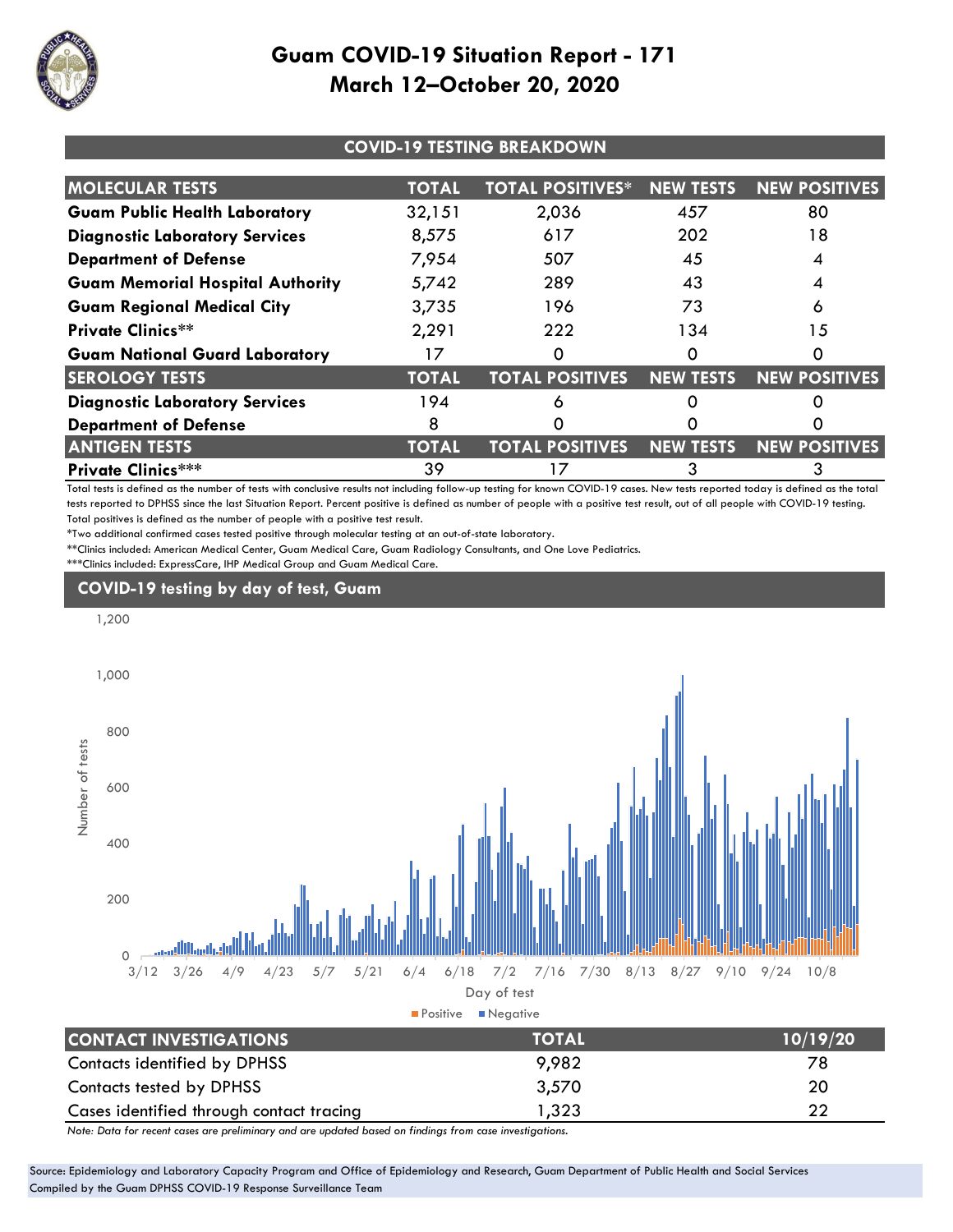# Guam COVID-19 Situation Report - 171
## March 12–October 20, 2020

### COVID-19 TESTING BREAKDOWN

| MOLECULAR TESTS | TOTAL | TOTAL POSITIVES* | NEW TESTS | NEW POSITIVES |
|---|---|---|---|---|
| **Guam Public Health Laboratory** | 32,151 | 2,036 | 457 | 80 |
| **Diagnostic Laboratory Services** | 8,575 | 617 | 202 | 18 |
| **Department of Defense** | 7,954 | 507 | 45 | 4 |
| **Guam Memorial Hospital Authority** | 5,742 | 289 | 43 | 4 |
| **Guam Regional Medical City** | 3,735 | 196 | 73 | 6 |
| **Private Clinics**** | 2,291 | 222 | 134 | 15 |
| **Guam National Guard Laboratory** | 17 | 0 | 0 | 0 |
| **SEROLOGY TESTS** | **TOTAL** | **TOTAL POSITIVES** | **NEW TESTS** | **NEW POSITIVES** |
| **Diagnostic Laboratory Services** | 194 | 6 | 0 | 0 |
| **Department of Defense** | 8 | 0 | 0 | 0 |
| **ANTIGEN TESTS** | **TOTAL** | **TOTAL POSITIVES** | **NEW TESTS** | **NEW POSITIVES** |
| **Private Clinics***** | 39 | 17 | 3 | 3 |

Total tests is defined as the number of tests with conclusive results not including follow-up testing for known COVID-19 cases. New tests reported today is defined as the total tests reported to DPHSS since the last Situation Report. Percent positive is defined as number of people with a positive test result, out of all people with COVID-19 testing. Total positives is defined as the number of people with a positive test result.

*Two additional confirmed cases tested positive through molecular testing at an out-of-state laboratory.

**Clinics included: American Medical Center, Guam Medical Care, Guam Radiology Consultants, and One Love Pediatrics.

***Clinics included: ExpressCare, IHP Medical Group and Guam Medical Care.

### COVID-19 testing by day of test, Guam

| CONTACT INVESTIGATIONS | TOTAL | 10/19/20 |
|---|---|---|
| Contacts identified by DPHSS | 9,982 | 78 |
| Contacts tested by DPHSS | 3,570 | 20 |
| Cases identified through contact tracing | 1,323 | 22 |

*Note: Data for recent cases are preliminary and are updated based on findings from case investigations.*

Source: Epidemiology and Laboratory Capacity Program and Office of Epidemiology and Research, Guam Department of Public Health and Social Services
Compiled by the Guam DPHSS COVID-19 Response Surveillance Team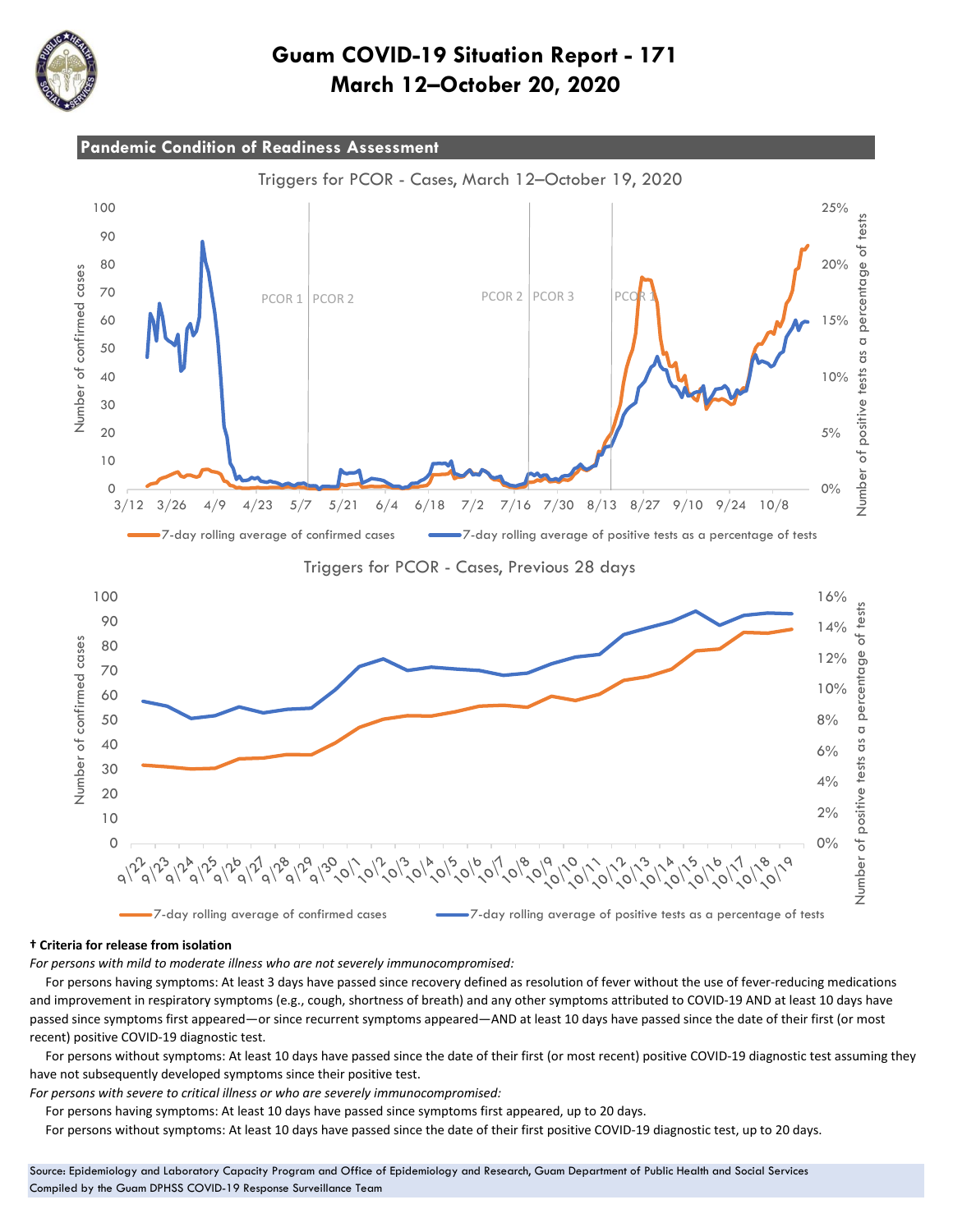# Guam COVID-19 Situation Report - 171
## March 12–October 20, 2020

### Pandemic Condition of Readiness Assessment

Triggers for PCOR - Cases, March 12–October 19, 2020

Number of confirmed cases: 0, 10, 20, 30, 40, 50, 60, 70, 80, 90, 100

Number of positive tests as a percentage of tests: 0%, 5%, 10%, 15%, 20%, 25%

3/12, 3/26, 4/9, 4/23, 5/7, 5/21, 6/4, 6/18, 7/2, 7/16, 7/30, 8/13, 8/27, 9/10, 9/24, 10/8

PCOR 1 | PCOR 2 | PCOR 2 | PCOR 3 | PCOR 1

7-day rolling average of confirmed cases — 7-day rolling average of positive tests as a percentage of tests

Triggers for PCOR - Cases, Previous 28 days

Number of confirmed cases: 0, 10, 20, 30, 40, 50, 60, 70, 80, 90, 100

Number of positive tests as a percentage of tests: 0%, 2%, 4%, 6%, 8%, 10%, 12%, 14%, 16%

9/22, 9/23, 9/24, 9/25, 9/26, 9/27, 9/28, 9/29, 9/30, 10/1, 10/2, 10/3, 10/4, 10/5, 10/6, 10/7, 10/8, 10/9, 10/10, 10/11, 10/12, 10/13, 10/14, 10/15, 10/16, 10/17, 10/18, 10/19

7-day rolling average of confirmed cases — 7-day rolling average of positive tests as a percentage of tests

**† Criteria for release from isolation**

*For persons with mild to moderate illness who are not severely immunocompromised:*

For persons having symptoms: At least 3 days have passed since recovery defined as resolution of fever without the use of fever-reducing medications and improvement in respiratory symptoms (e.g., cough, shortness of breath) and any other symptoms attributed to COVID-19 AND at least 10 days have passed since symptoms first appeared—or since recurrent symptoms appeared—AND at least 10 days have passed since the date of their first (or most recent) positive COVID-19 diagnostic test.

For persons without symptoms: At least 10 days have passed since the date of their first (or most recent) positive COVID-19 diagnostic test assuming they have not subsequently developed symptoms since their positive test.

*For persons with severe to critical illness or who are severely immunocompromised:*

For persons having symptoms: At least 10 days have passed since symptoms first appeared, up to 20 days.

For persons without symptoms: At least 10 days have passed since the date of their first positive COVID-19 diagnostic test, up to 20 days.

Source: Epidemiology and Laboratory Capacity Program and Office of Epidemiology and Research, Guam Department of Public Health and Social Services
Compiled by the Guam DPHSS COVID-19 Response Surveillance Team